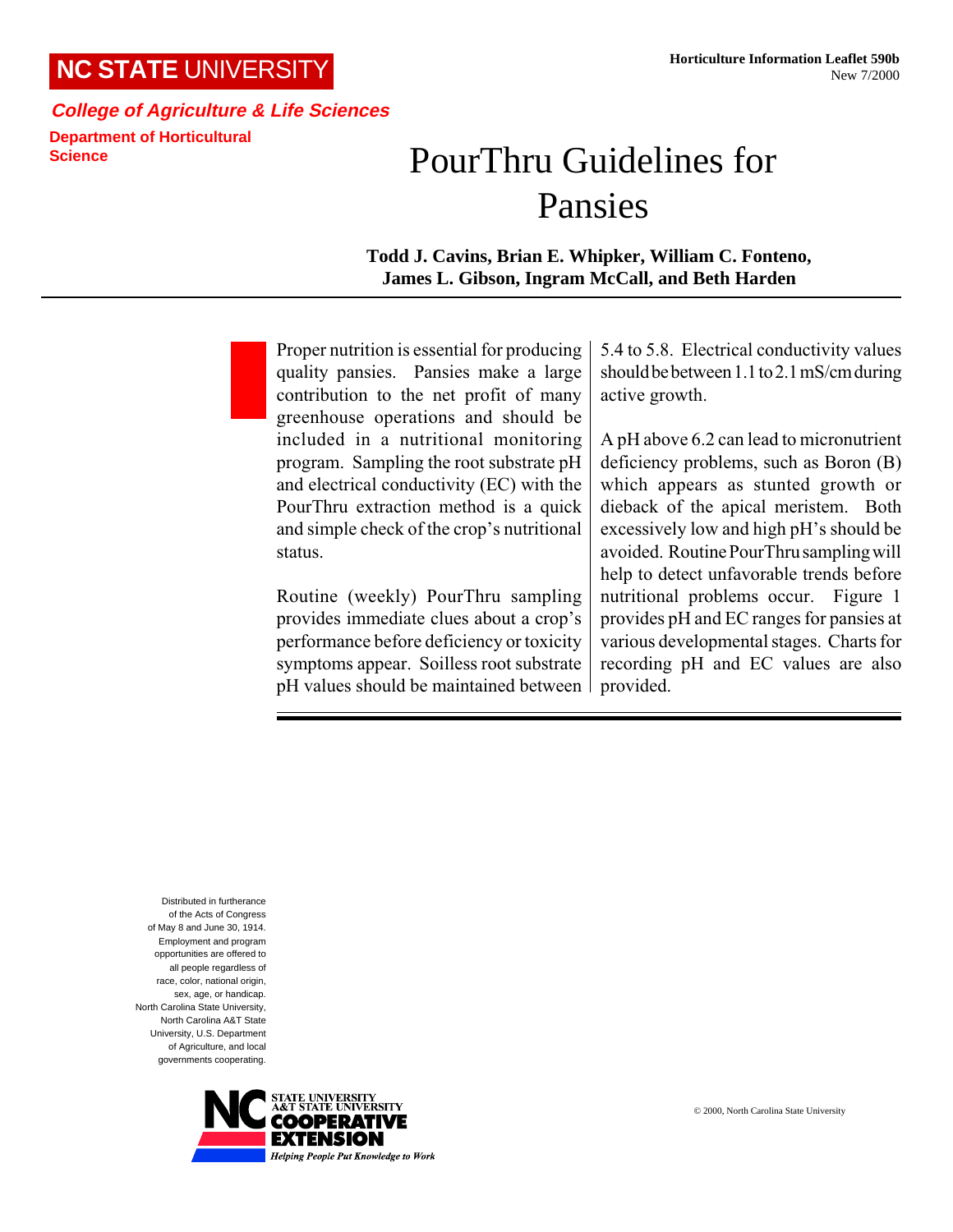NC STATE UNIVERSITY

**College of Agriculture & Life Sciences**

**Department of Horticultural Science**

**Horticulture Information Leaflet 590b**
New 7/2000

# PourThru Guidelines for Pansies

**Todd J. Cavins, Brian E. Whipker, William C. Fonteno, James L. Gibson, Ingram McCall, and Beth Harden**

Proper nutrition is essential for producing quality pansies. Pansies make a large contribution to the net profit of many greenhouse operations and should be included in a nutritional monitoring program. Sampling the root substrate pH and electrical conductivity (EC) with the PourThru extraction method is a quick and simple check of the crop's nutritional status.

Routine (weekly) PourThru sampling provides immediate clues about a crop's performance before deficiency or toxicity symptoms appear. Soilless root substrate pH values should be maintained between 5.4 to 5.8. Electrical conductivity values should be between 1.1 to 2.1 mS/cm during active growth.

A pH above 6.2 can lead to micronutrient deficiency problems, such as Boron (B) which appears as stunted growth or dieback of the apical meristem. Both excessively low and high pH's should be avoided. Routine PourThru sampling will help to detect unfavorable trends before nutritional problems occur. Figure 1 provides pH and EC ranges for pansies at various developmental stages. Charts for recording pH and EC values are also provided.

Distributed in furtherance of the Acts of Congress of May 8 and June 30, 1914. Employment and program opportunities are offered to all people regardless of race, color, national origin, sex, age, or handicap. North Carolina State University, North Carolina A&T State University, U.S. Department of Agriculture, and local governments cooperating.

NC STATE UNIVERSITY A&T STATE UNIVERSITY COOPERATIVE EXTENSION
*Helping People Put Knowledge to Work*

© 2000, North Carolina State University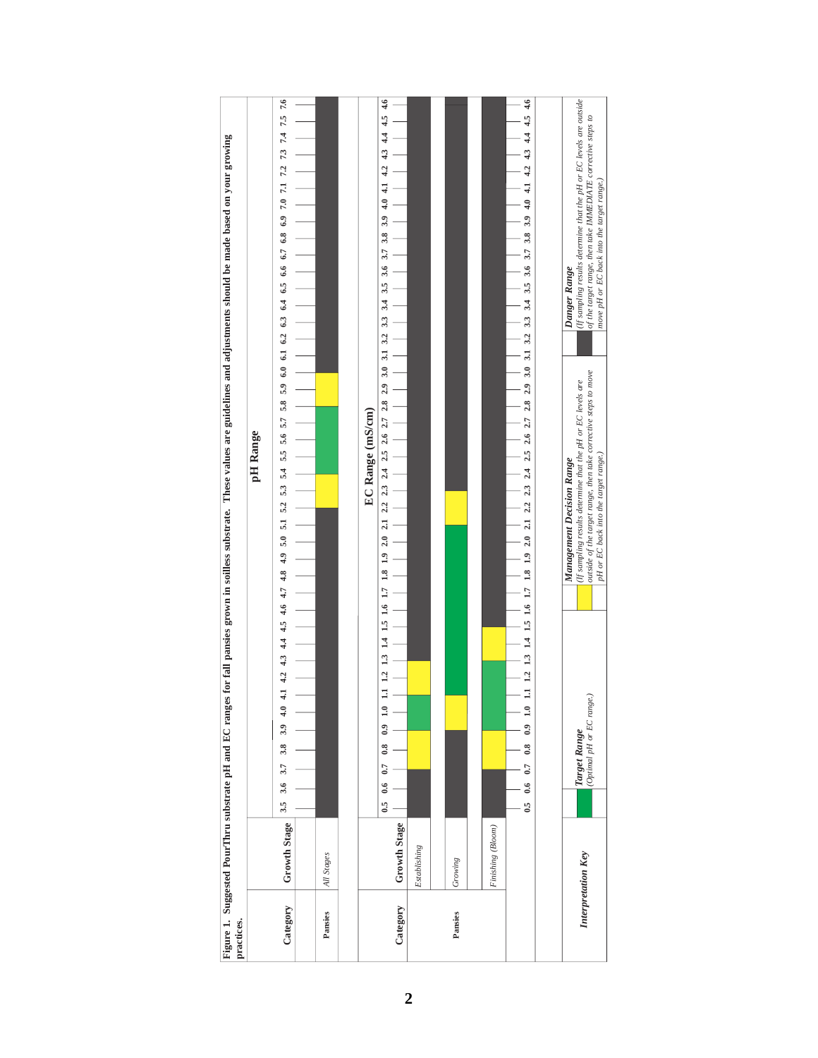**Figure 1.** Suggested PourThru substrate pH and EC ranges for fall pansies grown in soilless substrate. These values are guidelines and adjustments should be made based on your growing practices.

Category

Growth Stage

pH Range

3.5 3.6 3.7 3.8 3.9 4.0 4.1 4.2 4.3 4.4 4.5 4.6 4.7 4.8 4.9 5.0 5.1 5.2 5.3 5.4 5.5 5.6 5.7 5.8 5.9 6.0 6.1 6.2 6.3 6.4 6.5 6.6 6.7 6.8 6.9 7.0 7.1 7.2 7.3 7.4 7.5 7.6

Pansies

*All Stages*

Category

Growth Stage

EC Range (mS/cm)

0.5 0.6 0.7 0.8 0.9 1.0 1.1 1.2 1.3 1.4 1.5 1.6 1.7 1.8 1.9 2.0 2.1 2.2 2.3 2.4 2.5 2.6 2.7 2.8 2.9 3.0 3.1 3.2 3.3 3.4 3.5 3.6 3.7 3.8 3.9 4.0 4.1 4.2 4.3 4.4 4.5 4.6

Pansies

*Establishing*

*Growing*

*Finishing (Bloom)*

0.5 0.6 0.7 0.8 0.9 1.0 1.1 1.2 1.3 1.4 1.5 1.6 1.7 1.8 1.9 2.0 2.1 2.2 2.3 2.4 2.5 2.6 2.7 2.8 2.9 3.0 3.1 3.2 3.3 3.4 3.5 3.6 3.7 3.8 3.9 4.0 4.1 4.2 4.3 4.4 4.5 4.6

**Interpretation Key**

***Target Range***
*(Optimal pH or EC range.)*

***Management Decision Range***
*(If sampling results determine that the pH or EC levels are outside of the target range, then take corrective steps to move pH or EC back into the target range.)*

***Danger Range***
*(If sampling results determine that the pH or EC levels are outside of the target range, then take IMMEDIATE corrective steps to move pH or EC back into the target range.)*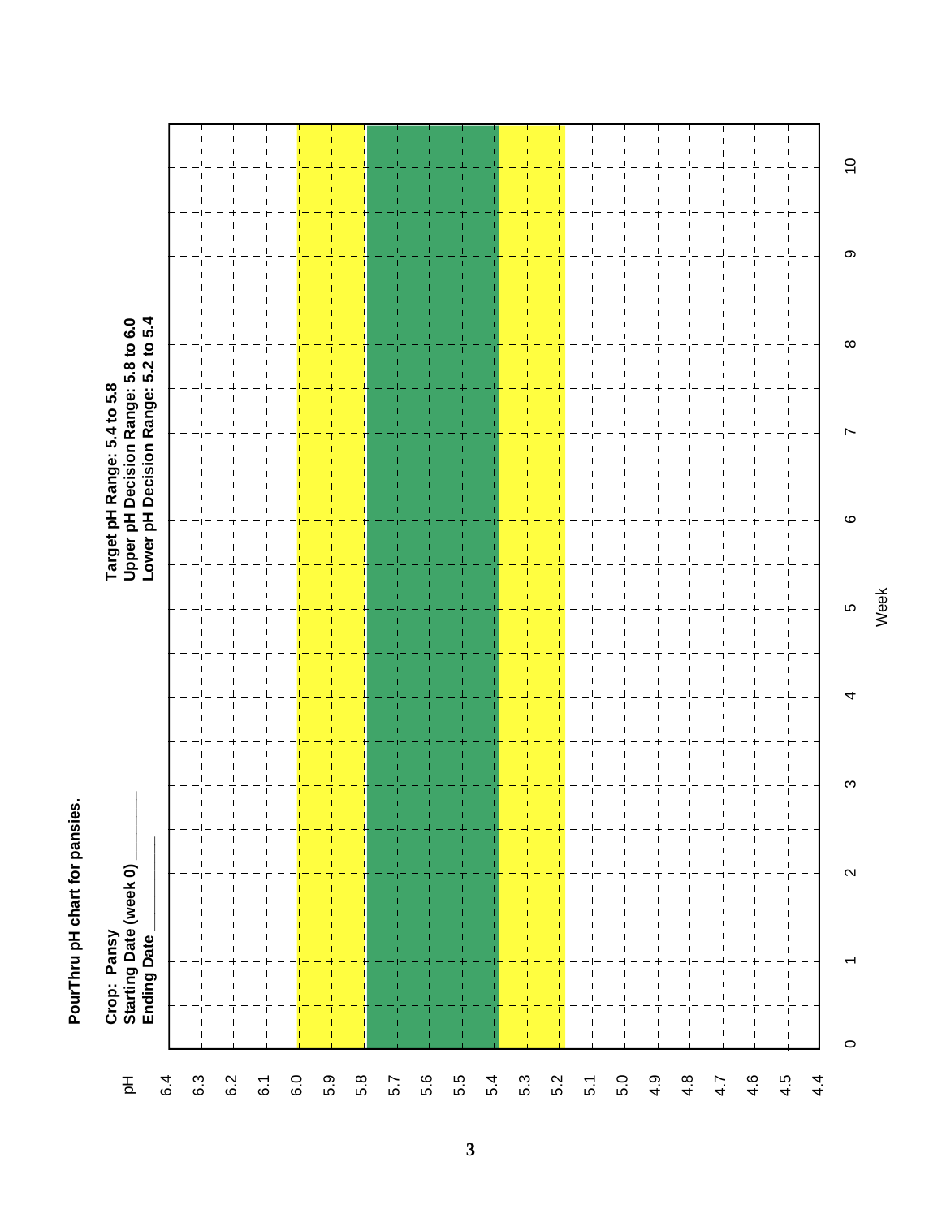**PourThru pH chart for pansies.**

**Crop: Pansy**
**Starting Date (week 0) ________**
**Ending Date ________**

**Target pH Range: 5.4 to 5.8**
**Upper pH Decision Range: 5.8 to 6.0**
**Lower pH Decision Range: 5.2 to 5.4**

pH axis: 6.4, 6.3, 6.2, 6.1, 6.0, 5.9, 5.8, 5.7, 5.6, 5.5, 5.4, 5.3, 5.2, 5.1, 5.0, 4.9, 4.8, 4.7, 4.6, 4.5, 4.4

Week axis: 0, 1, 2, 3, 4, 5, 6, 7, 8, 9, 10

Week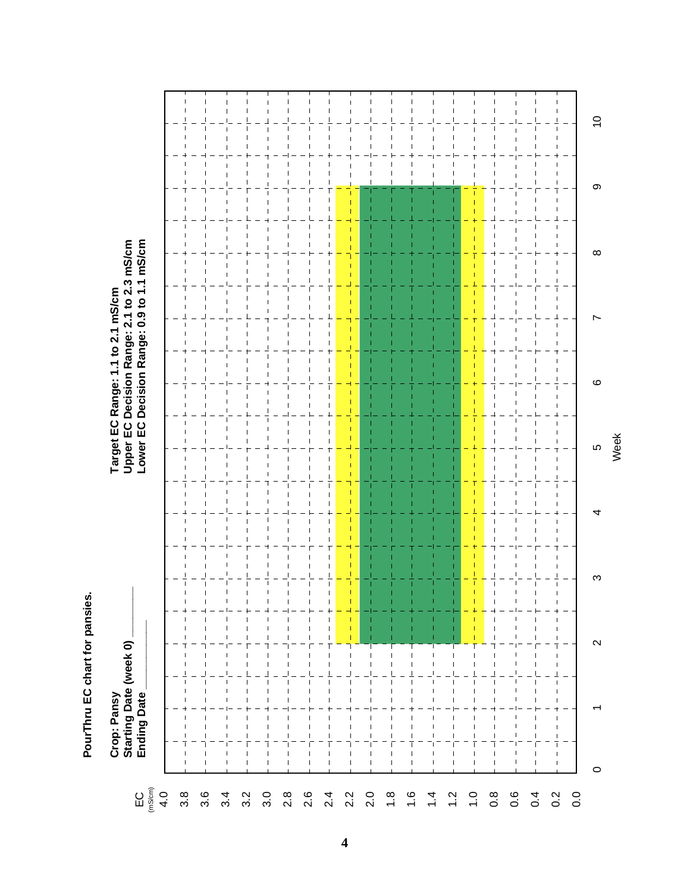PourThru EC chart for pansies.

Crop: Pansy
Starting Date (week 0) ________
Ending Date ___________

Target EC Range: 1.1 to 2.1 mS/cm
Upper EC Decision Range: 2.1 to 2.3 mS/cm
Lower EC Decision Range: 0.9 to 1.1 mS/cm

EC (mS/cm)

4.0
3.8
3.6
3.4
3.2
3.0
2.8
2.6
2.4
2.2
2.0
1.8
1.6
1.4
1.2
1.0
0.8
0.6
0.4
0.2
0.0

0 1 2 3 4 5 6 7 8 9 10

Week